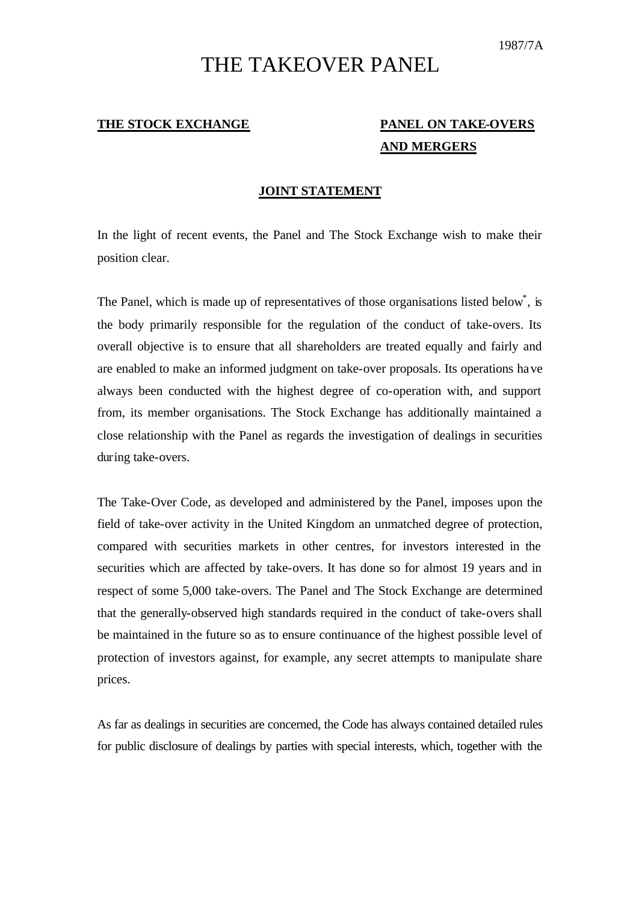1987/7A

# THE TAKEOVER PANEL

**THE STOCK EXCHANGE**

**PANEL ON TAKE-OVERS AND MERGERS**

## JOINT STATEMENT

In the light of recent events, the Panel and The Stock Exchange wish to make their position clear.

The Panel, which is made up of representatives of those organisations listed below*, is the body primarily responsible for the regulation of the conduct of take-overs. Its overall objective is to ensure that all shareholders are treated equally and fairly and are enabled to make an informed judgment on take-over proposals. Its operations have always been conducted with the highest degree of co-operation with, and support from, its member organisations. The Stock Exchange has additionally maintained a close relationship with the Panel as regards the investigation of dealings in securities during take-overs.

The Take-Over Code, as developed and administered by the Panel, imposes upon the field of take-over activity in the United Kingdom an unmatched degree of protection, compared with securities markets in other centres, for investors interested in the securities which are affected by take-overs. It has done so for almost 19 years and in respect of some 5,000 take-overs. The Panel and The Stock Exchange are determined that the generally-observed high standards required in the conduct of take-overs shall be maintained in the future so as to ensure continuance of the highest possible level of protection of investors against, for example, any secret attempts to manipulate share prices.

As far as dealings in securities are concerned, the Code has always contained detailed rules for public disclosure of dealings by parties with special interests, which, together with the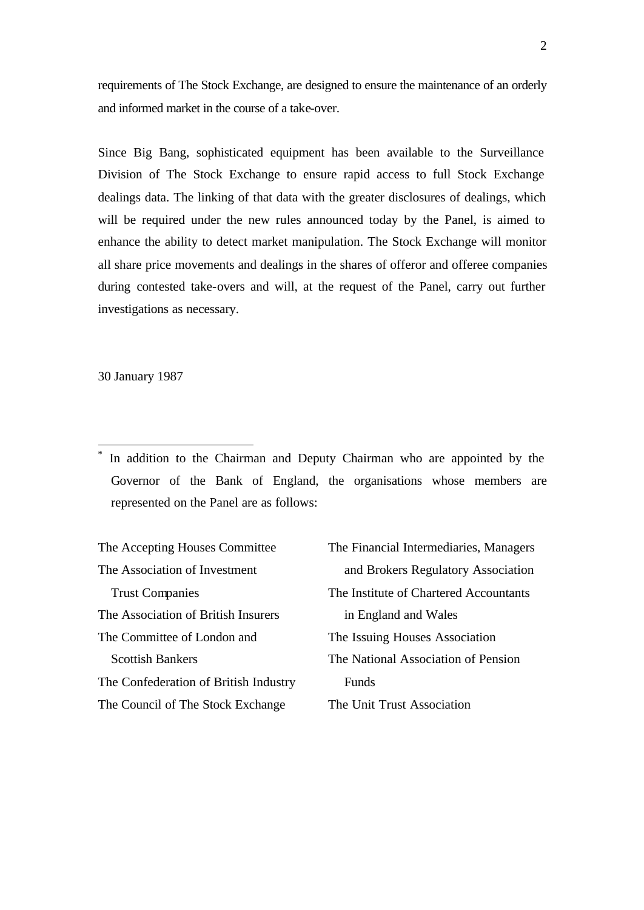requirements of The Stock Exchange, are designed to ensure the maintenance of an orderly and informed market in the course of a take-over.

Since Big Bang, sophisticated equipment has been available to the Surveillance Division of The Stock Exchange to ensure rapid access to full Stock Exchange dealings data. The linking of that data with the greater disclosures of dealings, which will be required under the new rules announced today by the Panel, is aimed to enhance the ability to detect market manipulation. The Stock Exchange will monitor all share price movements and dealings in the shares of offeror and offeree companies during contested take-overs and will, at the request of the Panel, carry out further investigations as necessary.

30 January 1987

---

* In addition to the Chairman and Deputy Chairman who are appointed by the Governor of the Bank of England, the organisations whose members are represented on the Panel are as follows:

The Accepting Houses Committee
The Association of Investment Trust Companies
The Association of British Insurers
The Committee of London and Scottish Bankers
The Confederation of British Industry
The Council of The Stock Exchange
The Financial Intermediaries, Managers and Brokers Regulatory Association
The Institute of Chartered Accountants in England and Wales
The Issuing Houses Association
The National Association of Pension Funds
The Unit Trust Association